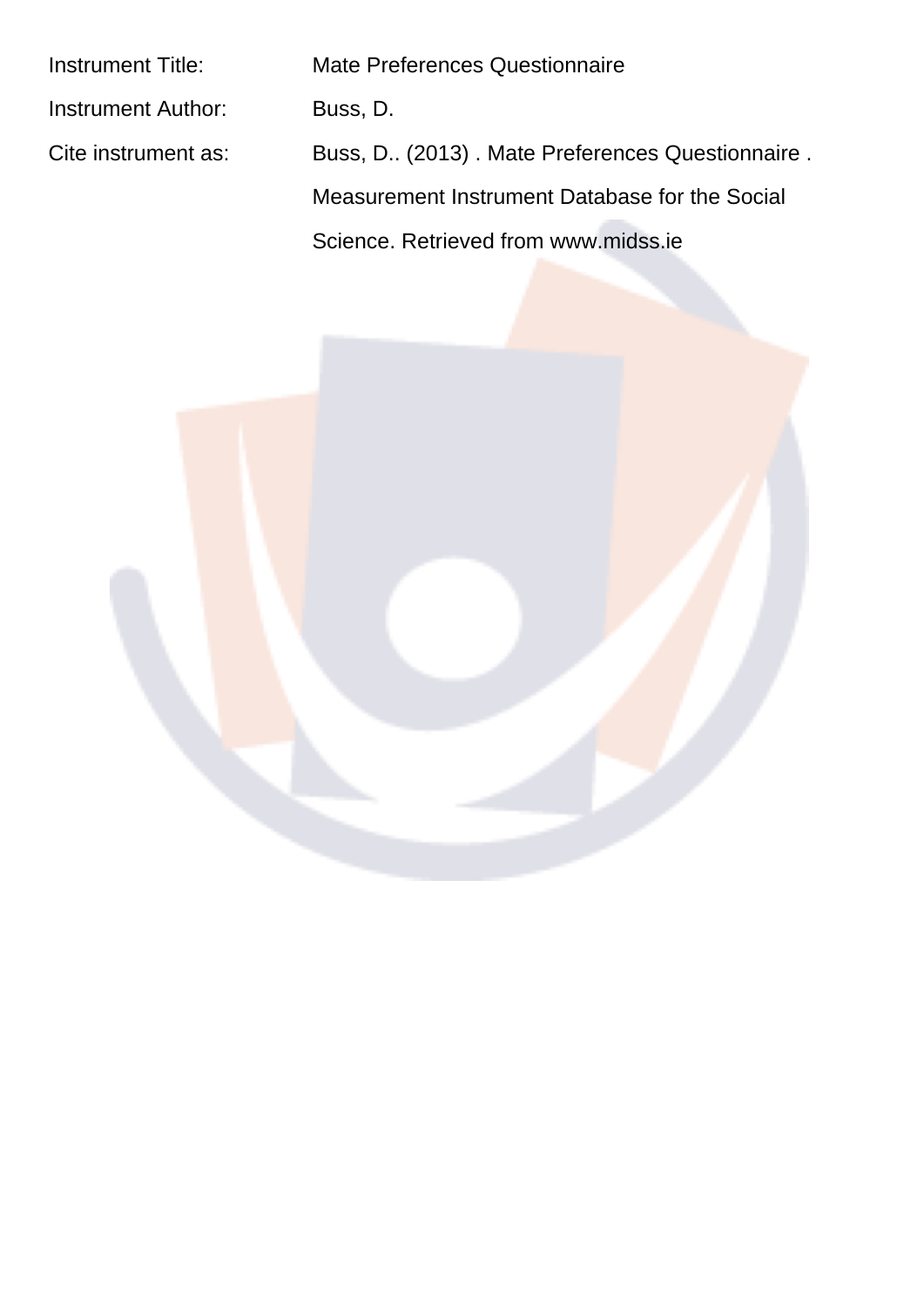| | |
|---|---|
| Instrument Title: | Mate Preferences Questionnaire |
| Instrument Author: | Buss, D. |
| Cite instrument as: | Buss, D.. (2013) . Mate Preferences Questionnaire . Measurement Instrument Database for the Social Science. Retrieved from www.midss.ie |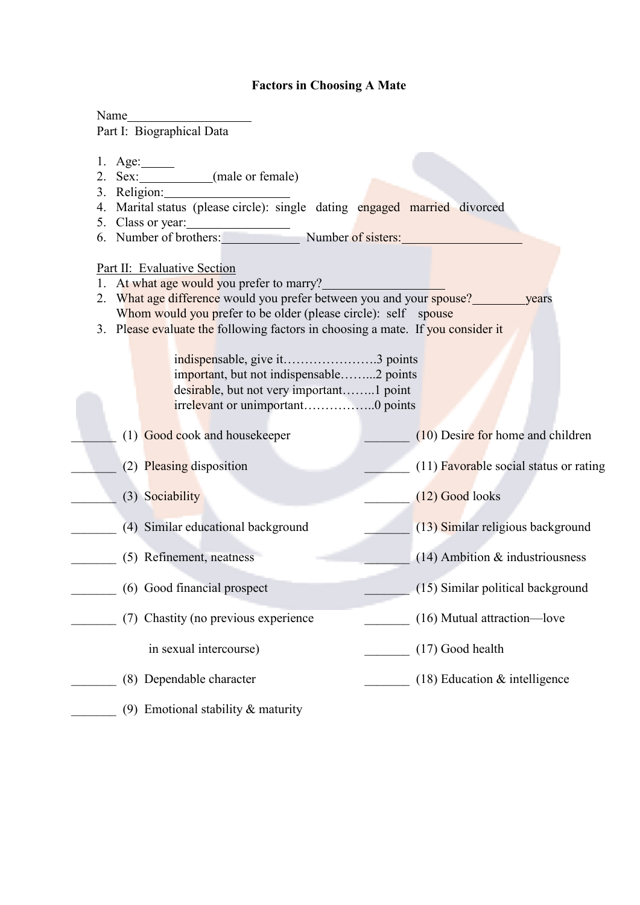# Factors in Choosing A Mate

Name____________________

Part I: Biographical Data

1. Age:_____
2. Sex:___________(male or female)
3. Religion:____________________
4. Marital status (please circle): single dating engaged married divorced
5. Class or year:________________
6. Number of brothers:____________ Number of sisters:___________________

Part II: Evaluative Section

1. At what age would you prefer to marry?___________________
2. What age difference would you prefer between you and your spouse?________years
   Whom would you prefer to be older (please circle): self spouse
3. Please evaluate the following factors in choosing a mate. If you consider it

   indispensable, give it…………………..3 points
   important, but not indispensable……...2 points
   desirable, but not very important……..1 point
   irrelevant or unimportant……………..0 points

_______ (1) Good cook and housekeeper

_______ (2) Pleasing disposition

_______ (3) Sociability

_______ (4) Similar educational background

_______ (5) Refinement, neatness

_______ (6) Good financial prospect

_______ (7) Chastity (no previous experience in sexual intercourse)

_______ (8) Dependable character

_______ (9) Emotional stability & maturity

_______ (10) Desire for home and children

_______ (11) Favorable social status or rating

_______ (12) Good looks

_______ (13) Similar religious background

_______ (14) Ambition & industriousness

_______ (15) Similar political background

_______ (16) Mutual attraction—love

_______ (17) Good health

_______ (18) Education & intelligence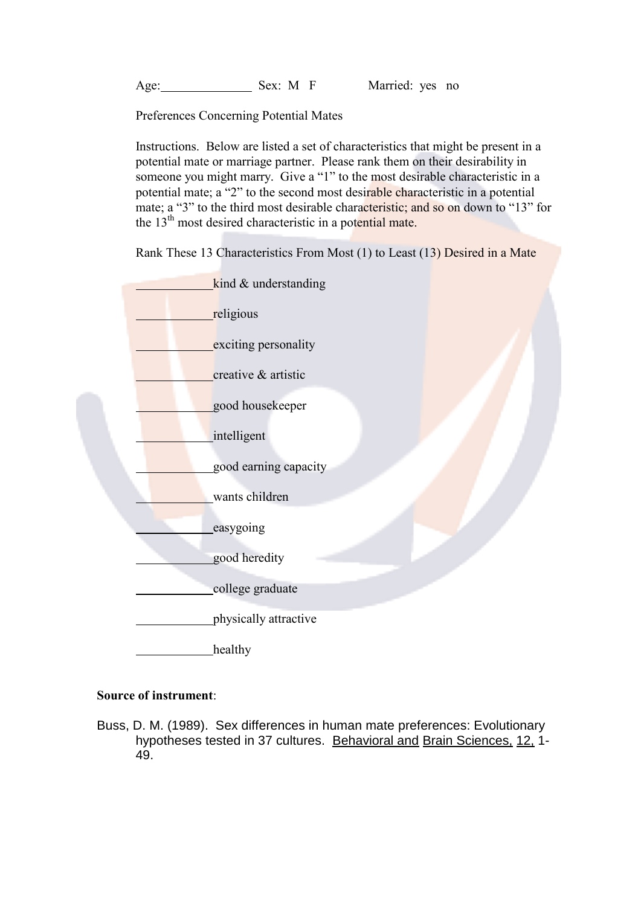Age:______________ Sex: M F Married: yes no

Preferences Concerning Potential Mates

Instructions. Below are listed a set of characteristics that might be present in a potential mate or marriage partner. Please rank them on their desirability in someone you might marry. Give a "1" to the most desirable characteristic in a potential mate; a "2" to the second most desirable characteristic in a potential mate; a "3" to the third most desirable characteristic; and so on down to "13" for the 13th most desired characteristic in a potential mate.

Rank These 13 Characteristics From Most (1) to Least (13) Desired in a Mate

____________kind & understanding

____________religious

____________exciting personality

____________creative & artistic

____________good housekeeper

____________intelligent

____________good earning capacity

____________wants children

____________easygoing

____________good heredity

____________college graduate

____________physically attractive

____________healthy

**Source of instrument**:

Buss, D. M. (1989). Sex differences in human mate preferences: Evolutionary hypotheses tested in 37 cultures. Behavioral and Brain Sciences, 12, 1-49.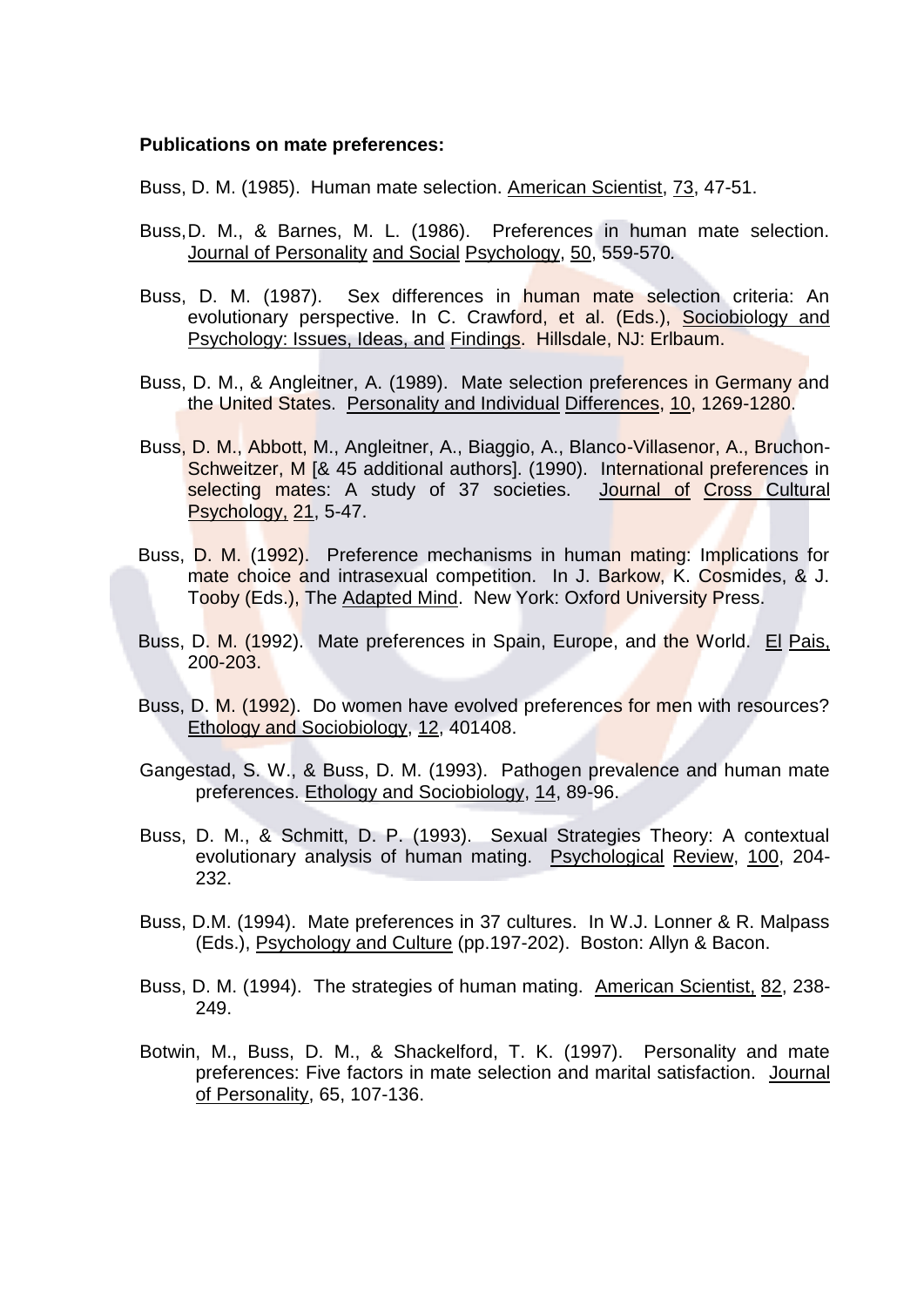**Publications on mate preferences:**

Buss, D. M. (1985). Human mate selection. American Scientist, 73, 47-51.

Buss, D. M., & Barnes, M. L. (1986). Preferences in human mate selection. Journal of Personality and Social Psychology, 50, 559-570.

Buss, D. M. (1987). Sex differences in human mate selection criteria: An evolutionary perspective. In C. Crawford, et al. (Eds.), Sociobiology and Psychology: Issues, Ideas, and Findings. Hillsdale, NJ: Erlbaum.

Buss, D. M., & Angleitner, A. (1989). Mate selection preferences in Germany and the United States. Personality and Individual Differences, 10, 1269-1280.

Buss, D. M., Abbott, M., Angleitner, A., Biaggio, A., Blanco-Villasenor, A., Bruchon-Schweitzer, M [& 45 additional authors]. (1990). International preferences in selecting mates: A study of 37 societies. Journal of Cross Cultural Psychology, 21, 5-47.

Buss, D. M. (1992). Preference mechanisms in human mating: Implications for mate choice and intrasexual competition. In J. Barkow, K. Cosmides, & J. Tooby (Eds.), The Adapted Mind. New York: Oxford University Press.

Buss, D. M. (1992). Mate preferences in Spain, Europe, and the World. El Pais, 200-203.

Buss, D. M. (1992). Do women have evolved preferences for men with resources? Ethology and Sociobiology, 12, 401408.

Gangestad, S. W., & Buss, D. M. (1993). Pathogen prevalence and human mate preferences. Ethology and Sociobiology, 14, 89-96.

Buss, D. M., & Schmitt, D. P. (1993). Sexual Strategies Theory: A contextual evolutionary analysis of human mating. Psychological Review, 100, 204-232.

Buss, D.M. (1994). Mate preferences in 37 cultures. In W.J. Lonner & R. Malpass (Eds.), Psychology and Culture (pp.197-202). Boston: Allyn & Bacon.

Buss, D. M. (1994). The strategies of human mating. American Scientist, 82, 238-249.

Botwin, M., Buss, D. M., & Shackelford, T. K. (1997). Personality and mate preferences: Five factors in mate selection and marital satisfaction. Journal of Personality, 65, 107-136.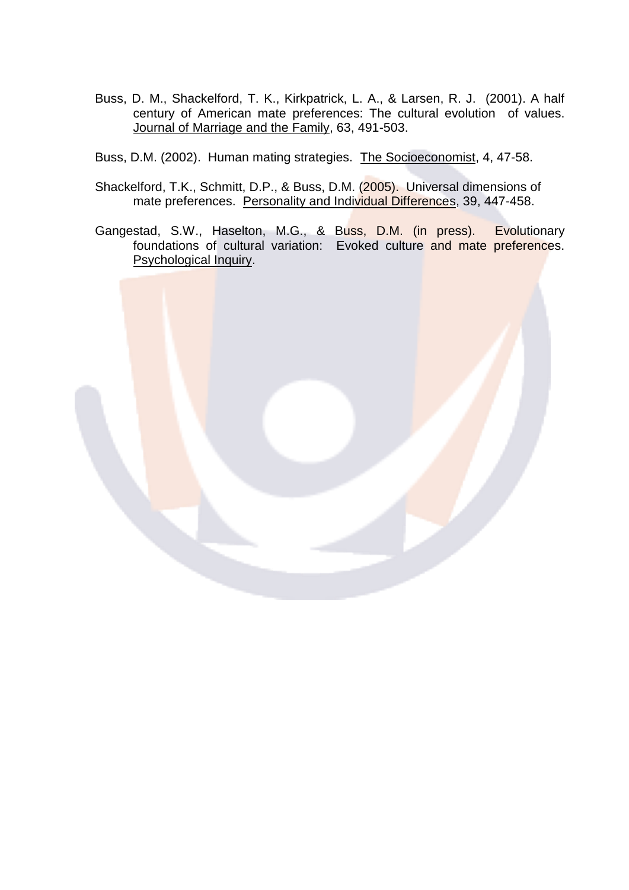Buss, D. M., Shackelford, T. K., Kirkpatrick, L. A., & Larsen, R. J. (2001). A half century of American mate preferences: The cultural evolution of values. Journal of Marriage and the Family, 63, 491-503.

Buss, D.M. (2002). Human mating strategies. The Socioeconomist, 4, 47-58.

Shackelford, T.K., Schmitt, D.P., & Buss, D.M. (2005). Universal dimensions of mate preferences. Personality and Individual Differences, 39, 447-458.

Gangestad, S.W., Haselton, M.G., & Buss, D.M. (in press). Evolutionary foundations of cultural variation: Evoked culture and mate preferences. Psychological Inquiry.